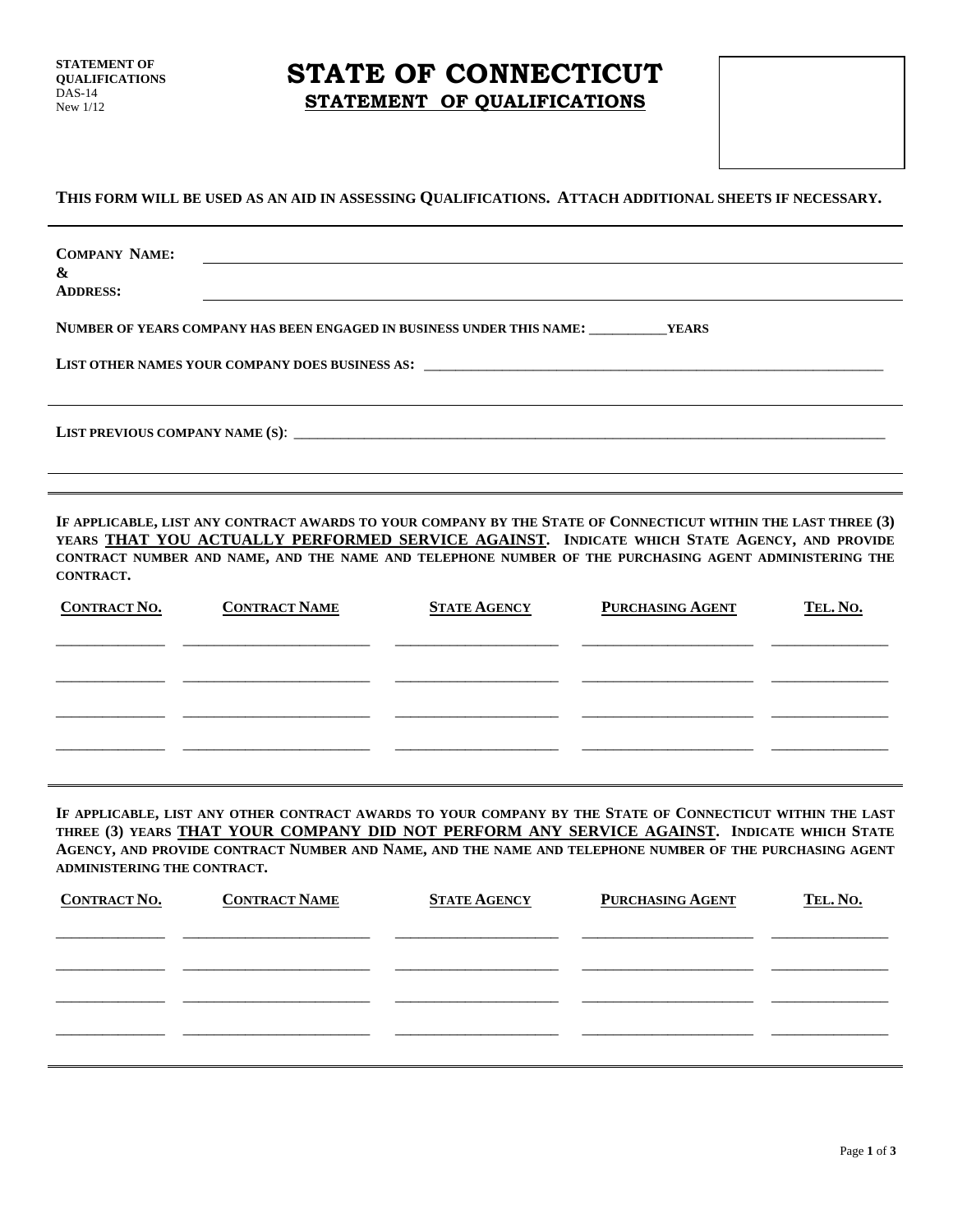STATEMENT OF QUALIFICATIONS
DAS-14
New 1/12

# STATE OF CONNECTICUT

## STATEMENT OF QUALIFICATIONS

**THIS FORM WILL BE USED AS AN AID IN ASSESSING QUALIFICATIONS. ATTACH ADDITIONAL SHEETS IF NECESSARY.**

---

**COMPANY NAME:** ______________________________________________

**&**

**ADDRESS:** ______________________________________________

**NUMBER OF YEARS COMPANY HAS BEEN ENGAGED IN BUSINESS UNDER THIS NAME:** ___________**YEARS**

**LIST OTHER NAMES YOUR COMPANY DOES BUSINESS AS:** ______________________________________________

______________________________________________

**LIST PREVIOUS COMPANY NAME (S):** ______________________________________________

______________________________________________

---

**IF APPLICABLE, LIST ANY CONTRACT AWARDS TO YOUR COMPANY BY THE STATE OF CONNECTICUT WITHIN THE LAST THREE (3) YEARS <u>THAT YOU ACTUALLY PERFORMED SERVICE AGAINST</u>. INDICATE WHICH STATE AGENCY, AND PROVIDE CONTRACT NUMBER AND NAME, AND THE NAME AND TELEPHONE NUMBER OF THE PURCHASING AGENT ADMINISTERING THE CONTRACT.**

| CONTRACT NO. | CONTRACT NAME | STATE AGENCY | PURCHASING AGENT | TEL. NO. |
| --- | --- | --- | --- | --- |
| | | | | |
| | | | | |
| | | | | |
| | | | | |

---

**IF APPLICABLE, LIST ANY OTHER CONTRACT AWARDS TO YOUR COMPANY BY THE STATE OF CONNECTICUT WITHIN THE LAST THREE (3) YEARS <u>THAT YOUR COMPANY DID NOT PERFORM ANY SERVICE AGAINST</u>. INDICATE WHICH STATE AGENCY, AND PROVIDE CONTRACT NUMBER AND NAME, AND THE NAME AND TELEPHONE NUMBER OF THE PURCHASING AGENT ADMINISTERING THE CONTRACT.**

| CONTRACT NO. | CONTRACT NAME | STATE AGENCY | PURCHASING AGENT | TEL. NO. |
| --- | --- | --- | --- | --- |
| | | | | |
| | | | | |
| | | | | |
| | | | | |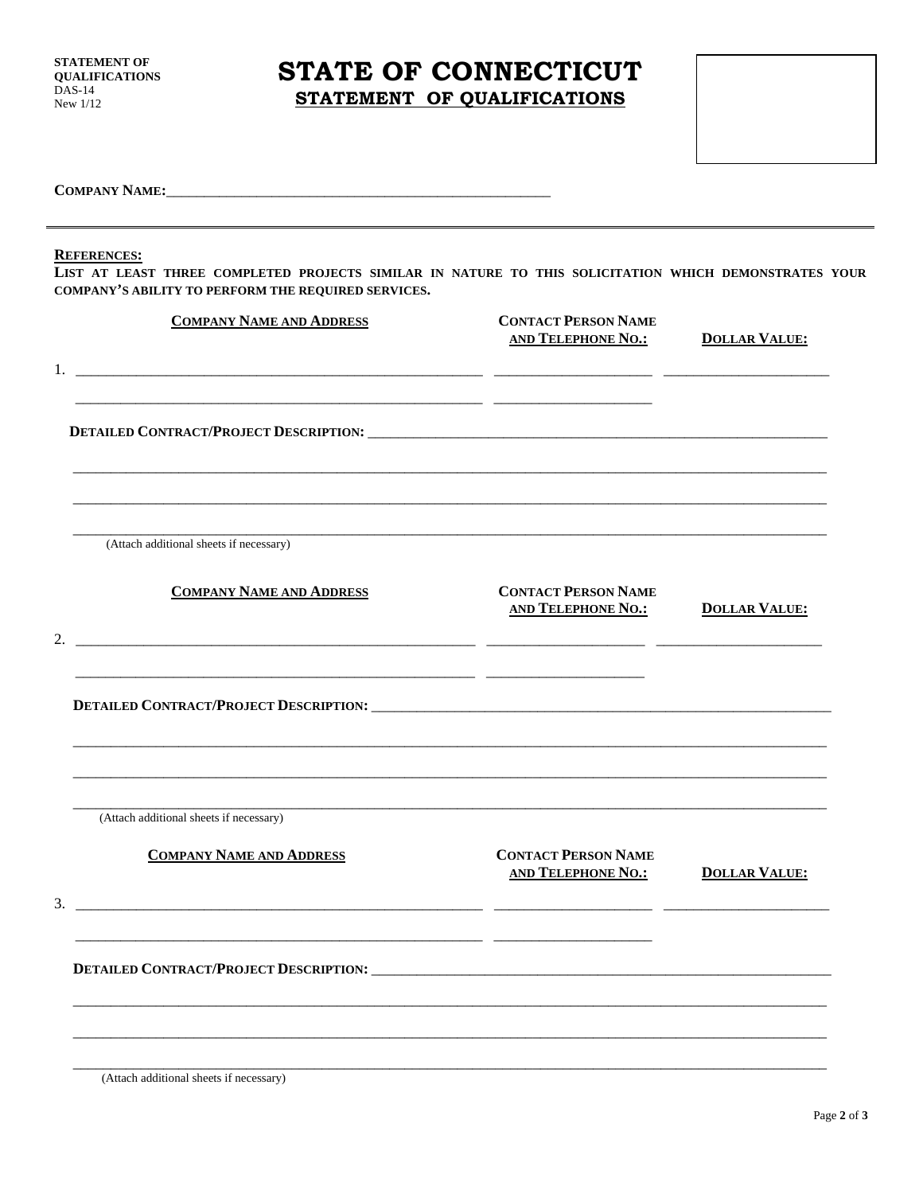**STATEMENT OF QUALIFICATIONS**
DAS-14
New 1/12

# STATE OF CONNECTICUT

## STATEMENT OF QUALIFICATIONS

**COMPANY NAME:**_______________________________________________________

---

**REFERENCES:**

**LIST AT LEAST THREE COMPLETED PROJECTS SIMILAR IN NATURE TO THIS SOLICITATION WHICH DEMONSTRATES YOUR COMPANY'S ABILITY TO PERFORM THE REQUIRED SERVICES.**

| | COMPANY NAME AND ADDRESS | CONTACT PERSON NAME AND TELEPHONE NO.: | DOLLAR VALUE: |
|---|---|---|---|
| 1. | _______________________ | _______________ | _______________ |
| | _______________________ | _______________ | |

**DETAILED CONTRACT/PROJECT DESCRIPTION:** _______________________________________________

_______________________________________________________________________________

_______________________________________________________________________________

_______________________________________________________________________________

(Attach additional sheets if necessary)

| | COMPANY NAME AND ADDRESS | CONTACT PERSON NAME AND TELEPHONE NO.: | DOLLAR VALUE: |
|---|---|---|---|
| 2. | _______________________ | _______________ | _______________ |
| | _______________________ | _______________ | |

**DETAILED CONTRACT/PROJECT DESCRIPTION:** _______________________________________________

_______________________________________________________________________________

_______________________________________________________________________________

_______________________________________________________________________________

(Attach additional sheets if necessary)

| | COMPANY NAME AND ADDRESS | CONTACT PERSON NAME AND TELEPHONE NO.: | DOLLAR VALUE: |
|---|---|---|---|
| 3. | _______________________ | _______________ | _______________ |
| | _______________________ | _______________ | |

**DETAILED CONTRACT/PROJECT DESCRIPTION:** _______________________________________________

_______________________________________________________________________________

_______________________________________________________________________________

_______________________________________________________________________________

(Attach additional sheets if necessary)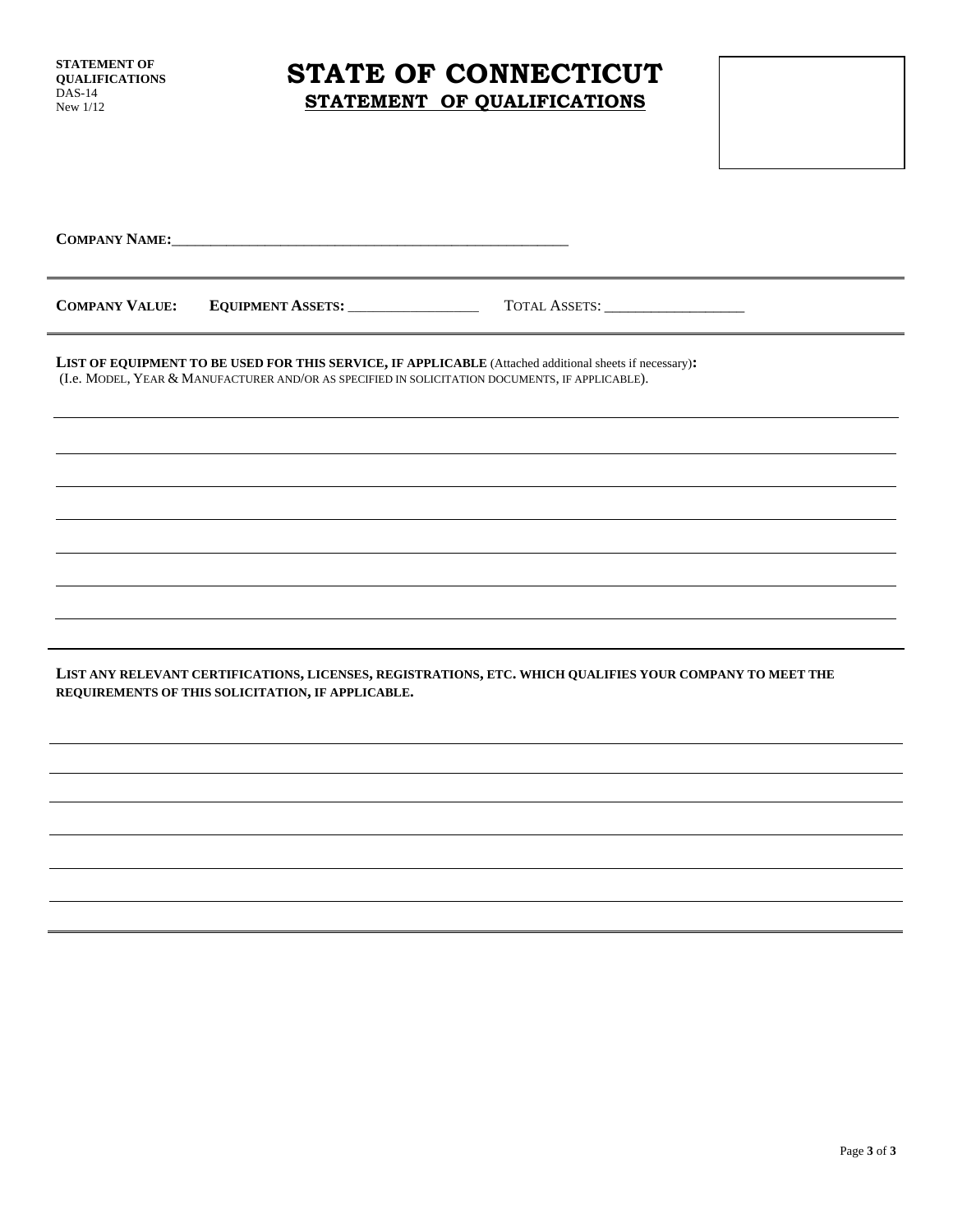**STATEMENT OF QUALIFICATIONS**
DAS-14
New 1/12

# STATE OF CONNECTICUT

## STATEMENT OF QUALIFICATIONS

**COMPANY NAME:**_______________________________________________________

---

**COMPANY VALUE:** **EQUIPMENT ASSETS:** _________________ TOTAL ASSETS: ___________________

---

**LIST OF EQUIPMENT TO BE USED FOR THIS SERVICE, IF APPLICABLE** (Attached additional sheets if necessary)**:**
(I.e. MODEL, YEAR & MANUFACTURER AND/OR AS SPECIFIED IN SOLICITATION DOCUMENTS, IF APPLICABLE).

______________________________________________________________________

______________________________________________________________________

______________________________________________________________________

______________________________________________________________________

______________________________________________________________________

______________________________________________________________________

______________________________________________________________________

---

**LIST ANY RELEVANT CERTIFICATIONS, LICENSES, REGISTRATIONS, ETC. WHICH QUALIFIES YOUR COMPANY TO MEET THE REQUIREMENTS OF THIS SOLICITATION, IF APPLICABLE.**

______________________________________________________________________

______________________________________________________________________

______________________________________________________________________

______________________________________________________________________

______________________________________________________________________

______________________________________________________________________